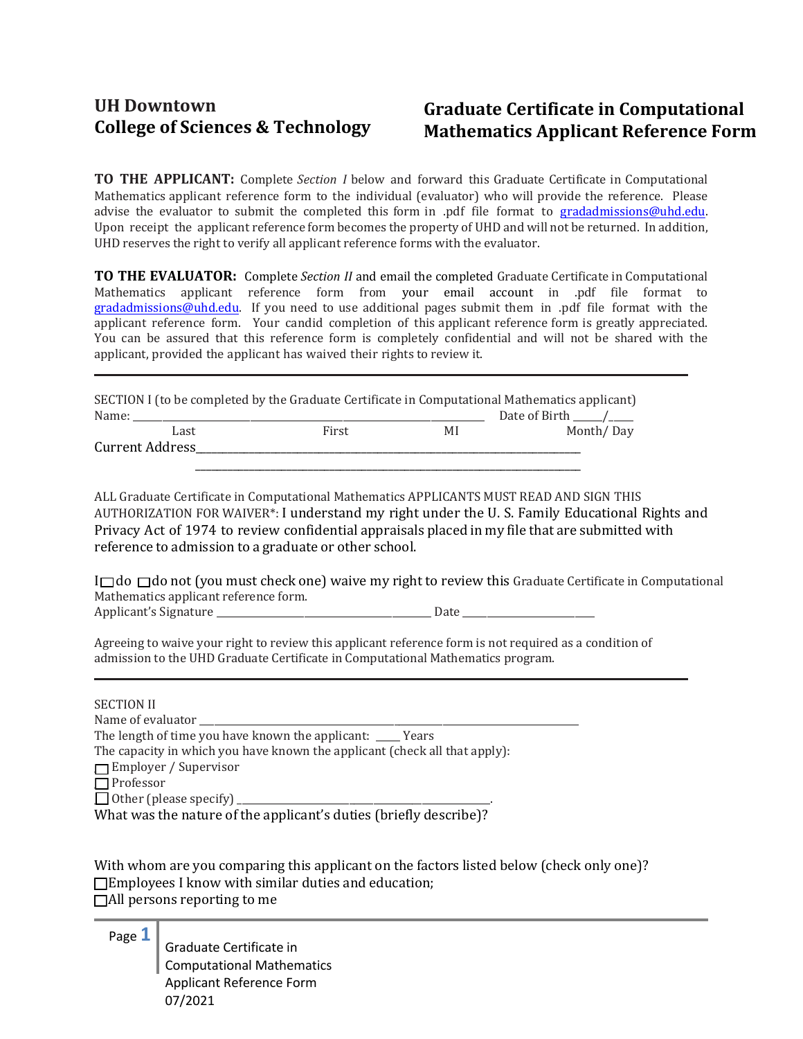**UH Downtown**
**College of Sciences & Technology**

# Graduate Certificate in Computational Mathematics Applicant Reference Form

**TO THE APPLICANT:** Complete *Section I* below and forward this Graduate Certificate in Computational Mathematics applicant reference form to the individual (evaluator) who will provide the reference. Please advise the evaluator to submit the completed this form in .pdf file format to gradadmissions@uhd.edu. Upon receipt the applicant reference form becomes the property of UHD and will not be returned. In addition, UHD reserves the right to verify all applicant reference forms with the evaluator.

**TO THE EVALUATOR:** Complete *Section II* and email the completed Graduate Certificate in Computational Mathematics applicant reference form from your email account in .pdf file format to gradadmissions@uhd.edu. If you need to use additional pages submit them in .pdf file format with the applicant reference form. Your candid completion of this applicant reference form is greatly appreciated. You can be assured that this reference form is completely confidential and will not be shared with the applicant, provided the applicant has waived their rights to review it.

---

SECTION I (to be completed by the Graduate Certificate in Computational Mathematics applicant)

Name: ______________________________________________ Date of Birth _____/_____
Last First MI Month/ Day

Current Address_____________________________________________________________
_____________________________________________________________

ALL Graduate Certificate in Computational Mathematics APPLICANTS MUST READ AND SIGN THIS AUTHORIZATION FOR WAIVER*: I understand my right under the U. S. Family Educational Rights and Privacy Act of 1974 to review confidential appraisals placed in my file that are submitted with reference to admission to a graduate or other school.

I ☐ do ☐ do not (you must check one) waive my right to review this Graduate Certificate in Computational Mathematics applicant reference form.

Applicant's Signature ______________________________ Date ____________________

Agreeing to waive your right to review this applicant reference form is not required as a condition of admission to the UHD Graduate Certificate in Computational Mathematics program.

---

SECTION II

Name of evaluator ____________________________________________________________

The length of time you have known the applicant: _____ Years

The capacity in which you have known the applicant (check all that apply):

☐ Employer / Supervisor
☐ Professor
☐ Other (please specify) ______________________________________.

What was the nature of the applicant's duties (briefly describe)?

With whom are you comparing this applicant on the factors listed below (check only one)?

☐ Employees I know with similar duties and education;
☐ All persons reporting to me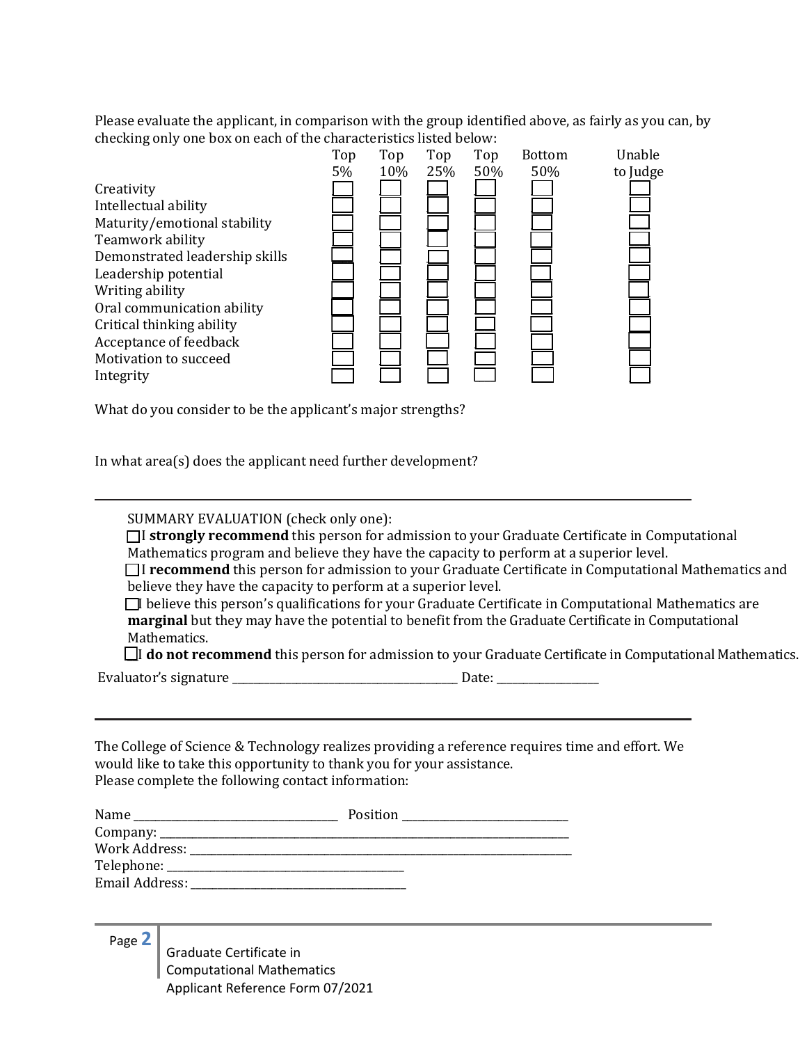Please evaluate the applicant, in comparison with the group identified above, as fairly as you can, by checking only one box on each of the characteristics listed below:

| | Top 5% | Top 10% | Top 25% | Top 50% | Bottom 50% | Unable to Judge |
|---|---|---|---|---|---|---|
| Creativity | ☐ | ☐ | ☐ | ☐ | ☐ | ☐ |
| Intellectual ability | ☐ | ☐ | ☐ | ☐ | ☐ | ☐ |
| Maturity/emotional stability | ☐ | ☐ | ☐ | ☐ | ☐ | ☐ |
| Teamwork ability | ☐ | ☐ | ☐ | ☐ | ☐ | ☐ |
| Demonstrated leadership skills | ☐ | ☐ | ☐ | ☐ | ☐ | ☐ |
| Leadership potential | ☐ | ☐ | ☐ | ☐ | ☐ | ☐ |
| Writing ability | ☐ | ☐ | ☐ | ☐ | ☐ | ☐ |
| Oral communication ability | ☐ | ☐ | ☐ | ☐ | ☐ | ☐ |
| Critical thinking ability | ☐ | ☐ | ☐ | ☐ | ☐ | ☐ |
| Acceptance of feedback | ☐ | ☐ | ☐ | ☐ | ☐ | ☐ |
| Motivation to succeed | ☐ | ☐ | ☐ | ☐ | ☐ | ☐ |
| Integrity | ☐ | ☐ | ☐ | ☐ | ☐ | ☐ |

What do you consider to be the applicant's major strengths?

In what area(s) does the applicant need further development?

---

SUMMARY EVALUATION (check only one):

☐ I **strongly recommend** this person for admission to your Graduate Certificate in Computational Mathematics program and believe they have the capacity to perform at a superior level.

☐ I **recommend** this person for admission to your Graduate Certificate in Computational Mathematics and believe they have the capacity to perform at a superior level.

☐ I believe this person's qualifications for your Graduate Certificate in Computational Mathematics are **marginal** but they may have the potential to benefit from the Graduate Certificate in Computational Mathematics.

☐ I **do not recommend** this person for admission to your Graduate Certificate in Computational Mathematics.

Evaluator's signature ________________________________________ Date: __________________

---

The College of Science & Technology realizes providing a reference requires time and effort. We would like to take this opportunity to thank you for your assistance.
Please complete the following contact information:

Name ___________________________________ Position ____________________________
Company: __________________________________________________________________________
Work Address: ______________________________________________________________________
Telephone: ________________________________________
Email Address: ______________________________________